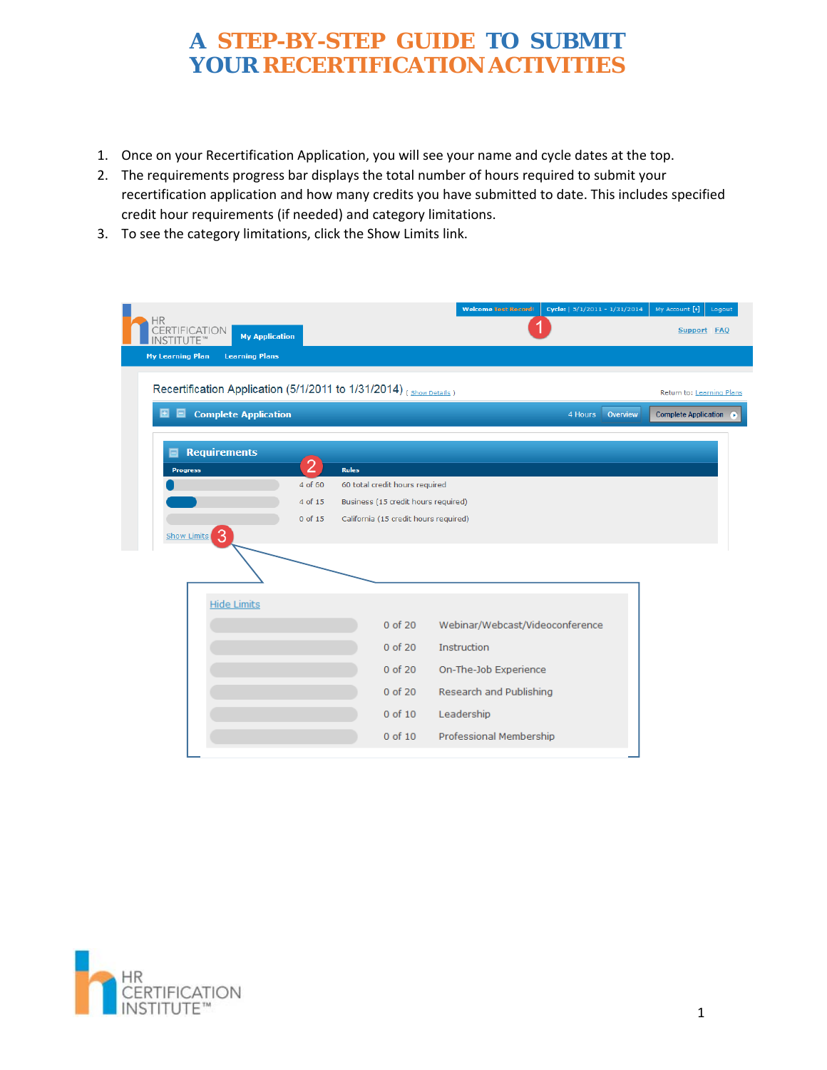# A STEP-BY-STEP GUIDE TO SUBMIT YOUR RECERTIFICATION ACTIVITIES

1. Once on your Recertification Application, you will see your name and cycle dates at the top.
2. The requirements progress bar displays the total number of hours required to submit your recertification application and how many credits you have submitted to date. This includes specified credit hour requirements (if needed) and category limitations.
3. To see the category limitations, click the Show Limits link.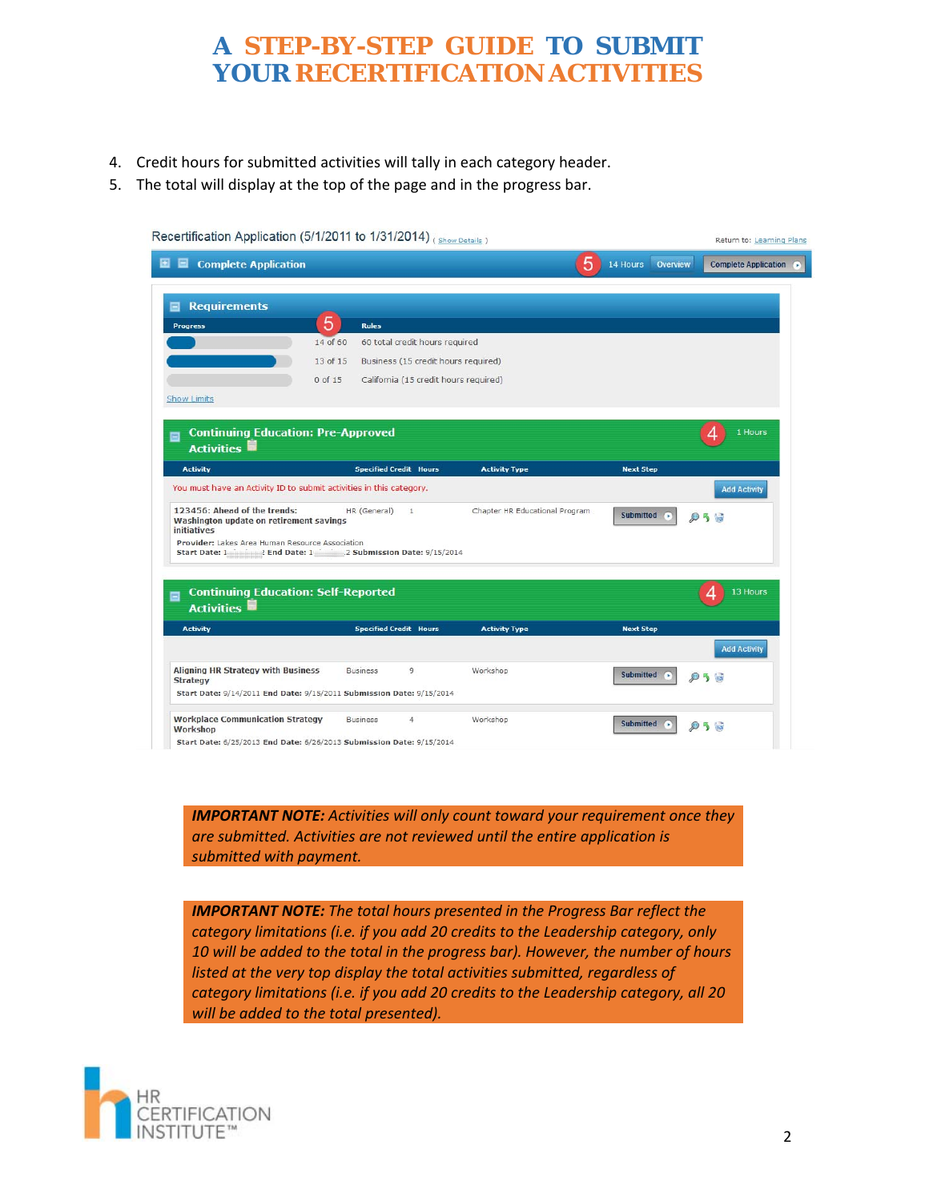# A STEP-BY-STEP GUIDE TO SUBMIT YOUR RECERTIFICATION ACTIVITIES

4. Credit hours for submitted activities will tally in each category header.
5. The total will display at the top of the page and in the progress bar.

Recertification Application (5/1/2011 to 1/31/2014) ( Show Details ) Return to: Learning Plans

Complete Application — 5 — 14 Hours | Overview | Complete Application

**Requirements**

| Progress | | Rules |
|---|---|---|
| | 14 of 60 | 60 total credit hours required |
| | 13 of 15 | Business (15 credit hours required) |
| | 0 of 15 | California (15 credit hours required) |

Show Limits

**Continuing Education: Pre-Approved Activities** — 4 — 1 Hours

| Activity | Specified Credit | Hours | Activity Type | Next Step |
|---|---|---|---|---|
| You must have an Activity ID to submit activities in this category. | | | | Add Activity |
| 123456: Ahead of the trends: Washington update on retirement savings initiatives<br>Provider: Lakes Area Human Resource Association<br>Start Date: 1... End Date: 1... Submission Date: 9/15/2014 | HR (General) | 1 | Chapter HR Educational Program | Submitted |

**Continuing Education: Self-Reported Activities** — 4 — 13 Hours

| Activity | Specified Credit | Hours | Activity Type | Next Step |
|---|---|---|---|---|
| | | | | Add Activity |
| Aligning HR Strategy with Business Strategy<br>Start Date: 9/14/2011 End Date: 9/15/2011 Submission Date: 9/15/2014 | Business | 9 | Workshop | Submitted |
| Workplace Communication Strategy Workshop<br>Start Date: 6/25/2013 End Date: 6/26/2013 Submission Date: 9/15/2014 | Business | 4 | Workshop | Submitted |

***IMPORTANT NOTE:*** *Activities will only count toward your requirement once they are submitted. Activities are not reviewed until the entire application is submitted with payment.*

***IMPORTANT NOTE:*** *The total hours presented in the Progress Bar reflect the category limitations (i.e. if you add 20 credits to the Leadership category, only 10 will be added to the total in the progress bar). However, the number of hours listed at the very top display the total activities submitted, regardless of category limitations (i.e. if you add 20 credits to the Leadership category, all 20 will be added to the total presented).*

HR CERTIFICATION INSTITUTE™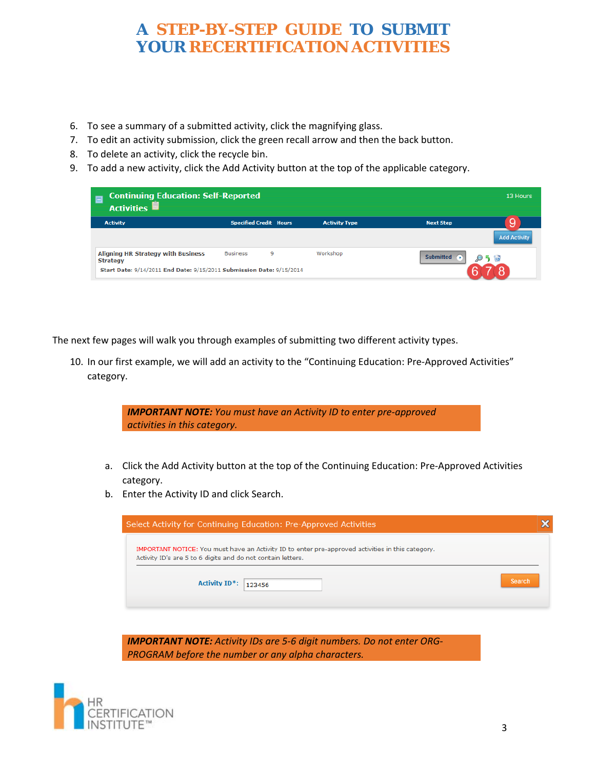# A STEP-BY-STEP GUIDE TO SUBMIT YOUR RECERTIFICATION ACTIVITIES

6. To see a summary of a submitted activity, click the magnifying glass.
7. To edit an activity submission, click the green recall arrow and then the back button.
8. To delete an activity, click the recycle bin.
9. To add a new activity, click the Add Activity button at the top of the applicable category.

The next few pages will walk you through examples of submitting two different activity types.

10. In our first example, we will add an activity to the "Continuing Education: Pre-Approved Activities" category.

> ***IMPORTANT NOTE:*** *You must have an Activity ID to enter pre-approved activities in this category.*

   a. Click the Add Activity button at the top of the Continuing Education: Pre-Approved Activities category.
   b. Enter the Activity ID and click Search.

> ***IMPORTANT NOTE:*** *Activity IDs are 5-6 digit numbers. Do not enter ORG-PROGRAM before the number or any alpha characters.*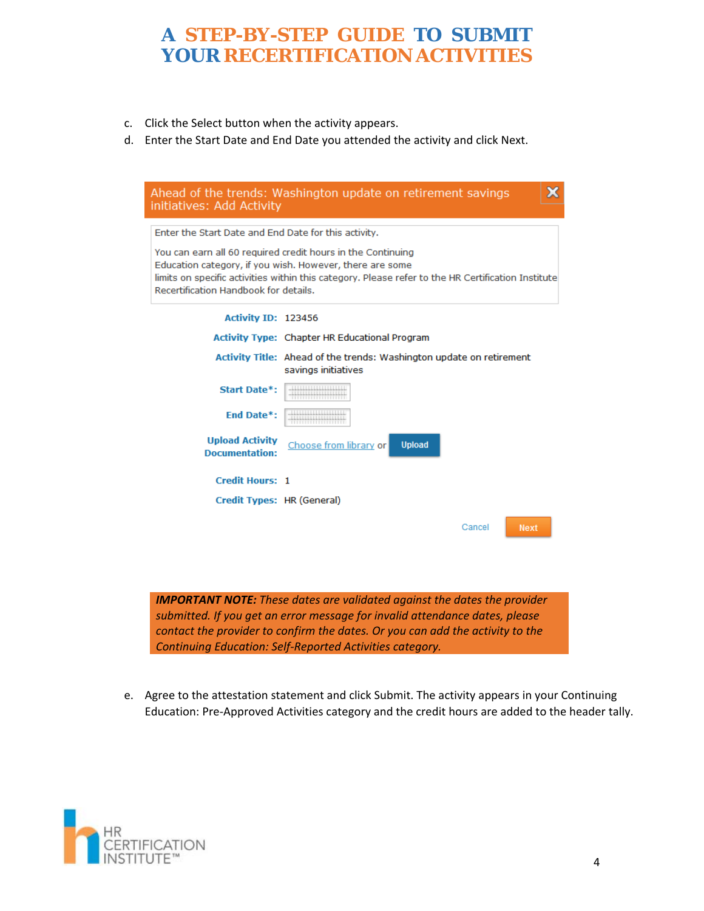c. Click the Select button when the activity appears.
d. Enter the Start Date and End Date you attended the activity and click Next.

**Ahead of the trends: Washington update on retirement savings initiatives: Add Activity**

Enter the Start Date and End Date for this activity.

You can earn all 60 required credit hours in the Continuing Education category, if you wish. However, there are some limits on specific activities within this category. Please refer to the HR Certification Institute Recertification Handbook for details.

**Activity ID:** 123456

**Activity Type:** Chapter HR Educational Program

**Activity Title:** Ahead of the trends: Washington update on retirement savings initiatives

**Start Date*:**

**End Date*:**

**Upload Activity Documentation:** Choose from library or Upload

**Credit Hours:** 1

**Credit Types:** HR (General)

Cancel  Next

***IMPORTANT NOTE:*** *These dates are validated against the dates the provider submitted. If you get an error message for invalid attendance dates, please contact the provider to confirm the dates. Or you can add the activity to the Continuing Education: Self-Reported Activities category.*

e. Agree to the attestation statement and click Submit. The activity appears in your Continuing Education: Pre-Approved Activities category and the credit hours are added to the header tally.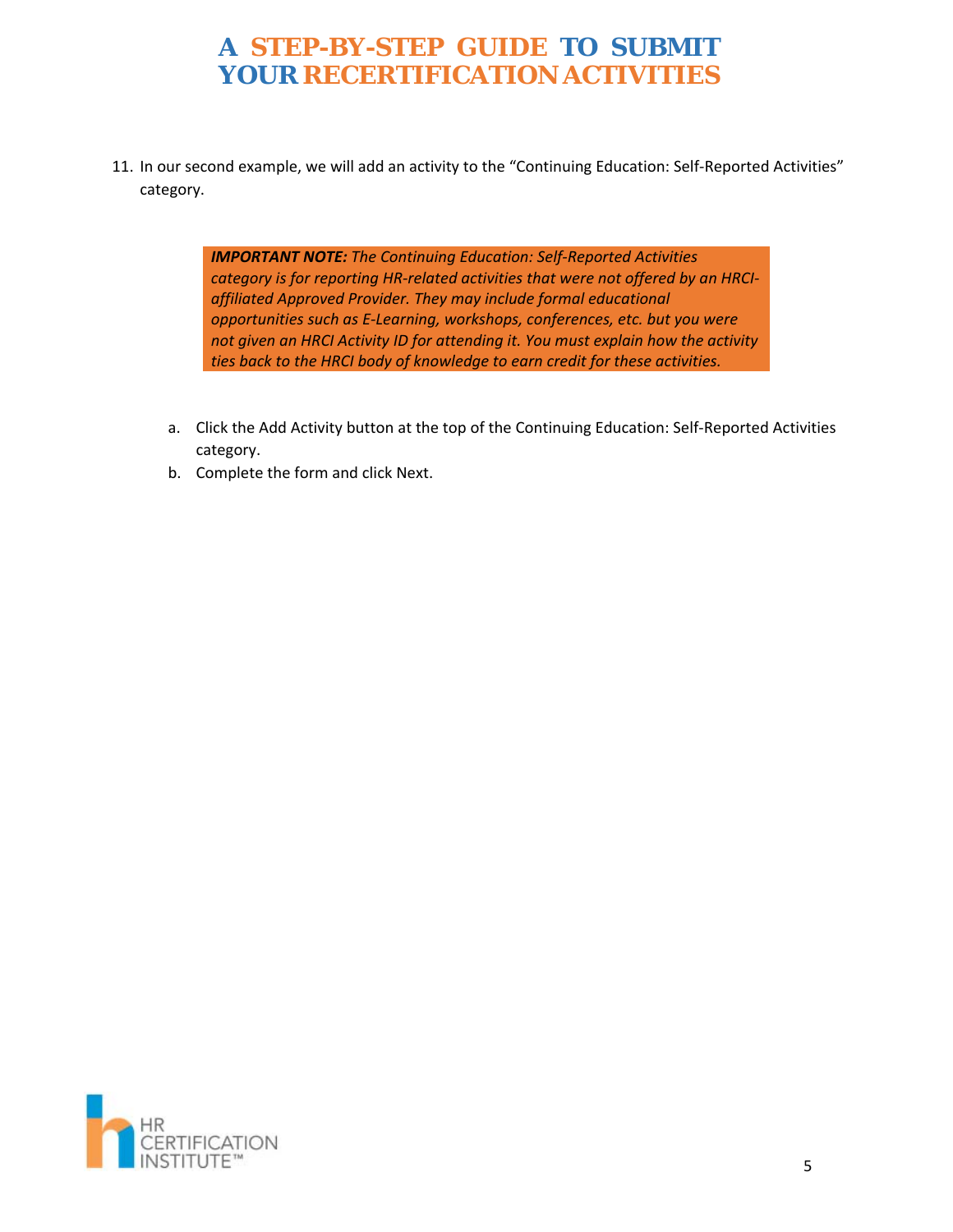# A STEP-BY-STEP GUIDE TO SUBMIT YOUR RECERTIFICATION ACTIVITIES

11. In our second example, we will add an activity to the "Continuing Education: Self-Reported Activities" category.

> ***IMPORTANT NOTE:*** *The Continuing Education: Self-Reported Activities category is for reporting HR-related activities that were not offered by an HRCI-affiliated Approved Provider. They may include formal educational opportunities such as E-Learning, workshops, conferences, etc. but you were not given an HRCI Activity ID for attending it. You must explain how the activity ties back to the HRCI body of knowledge to earn credit for these activities.*

   a. Click the Add Activity button at the top of the Continuing Education: Self-Reported Activities category.
   b. Complete the form and click Next.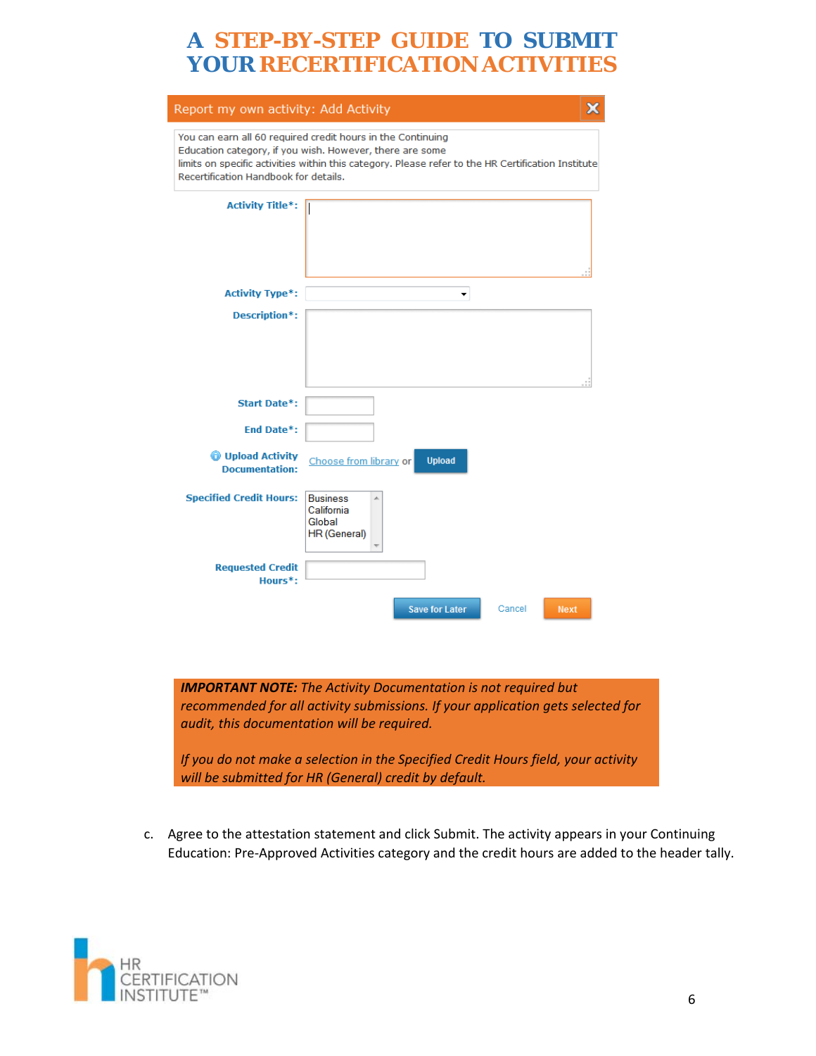# A STEP-BY-STEP GUIDE TO SUBMIT YOUR RECERTIFICATION ACTIVITIES

**Report my own activity: Add Activity**

You can earn all 60 required credit hours in the Continuing Education category, if you wish. However, there are some limits on specific activities within this category. Please refer to the HR Certification Institute Recertification Handbook for details.

**Activity Title*:**

**Activity Type*:**

**Description*:**

**Start Date*:**

**End Date*:**

**Upload Activity Documentation:** Choose from library or Upload

**Specified Credit Hours:** Business, California, Global, HR (General)

**Requested Credit Hours*:**

Save for Later | Cancel | Next

***IMPORTANT NOTE:*** *The Activity Documentation is not required but recommended for all activity submissions. If your application gets selected for audit, this documentation will be required.*

*If you do not make a selection in the Specified Credit Hours field, your activity will be submitted for HR (General) credit by default.*

c. Agree to the attestation statement and click Submit. The activity appears in your Continuing Education: Pre-Approved Activities category and the credit hours are added to the header tally.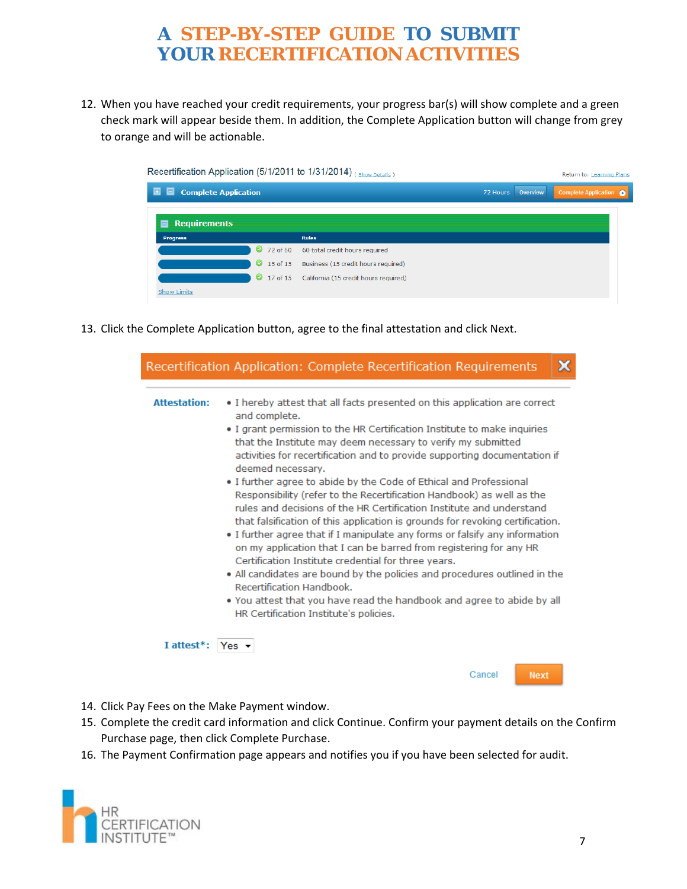12. When you have reached your credit requirements, your progress bar(s) will show complete and a green check mark will appear beside them. In addition, the Complete Application button will change from grey to orange and will be actionable.

Recertification Application (5/1/2011 to 1/31/2014) ( Show Details ) Return to: Learning Plans

Complete Application 72 Hours Overview Complete Application

**Requirements**

| Progress | Rules |
| --- | --- |
| 72 of 60 | 60 total credit hours required |
| 15 of 15 | Business (15 credit hours required) |
| 17 of 15 | California (15 credit hours required) |

Show Limits

13. Click the Complete Application button, agree to the final attestation and click Next.

**Recertification Application: Complete Recertification Requirements**

**Attestation:**

- I hereby attest that all facts presented on this application are correct and complete.
- I grant permission to the HR Certification Institute to make inquiries that the Institute may deem necessary to verify my submitted activities for recertification and to provide supporting documentation if deemed necessary.
- I further agree to abide by the Code of Ethical and Professional Responsibility (refer to the Recertification Handbook) as well as the rules and decisions of the HR Certification Institute and understand that falsification of this application is grounds for revoking certification.
- I further agree that if I manipulate any forms or falsify any information on my application that I can be barred from registering for any HR Certification Institute credential for three years.
- All candidates are bound by the policies and procedures outlined in the Recertification Handbook.
- You attest that you have read the handbook and agree to abide by all HR Certification Institute's policies.

**I attest*:** Yes

Cancel Next

14. Click Pay Fees on the Make Payment window.
15. Complete the credit card information and click Continue. Confirm your payment details on the Confirm Purchase page, then click Complete Purchase.
16. The Payment Confirmation page appears and notifies you if you have been selected for audit.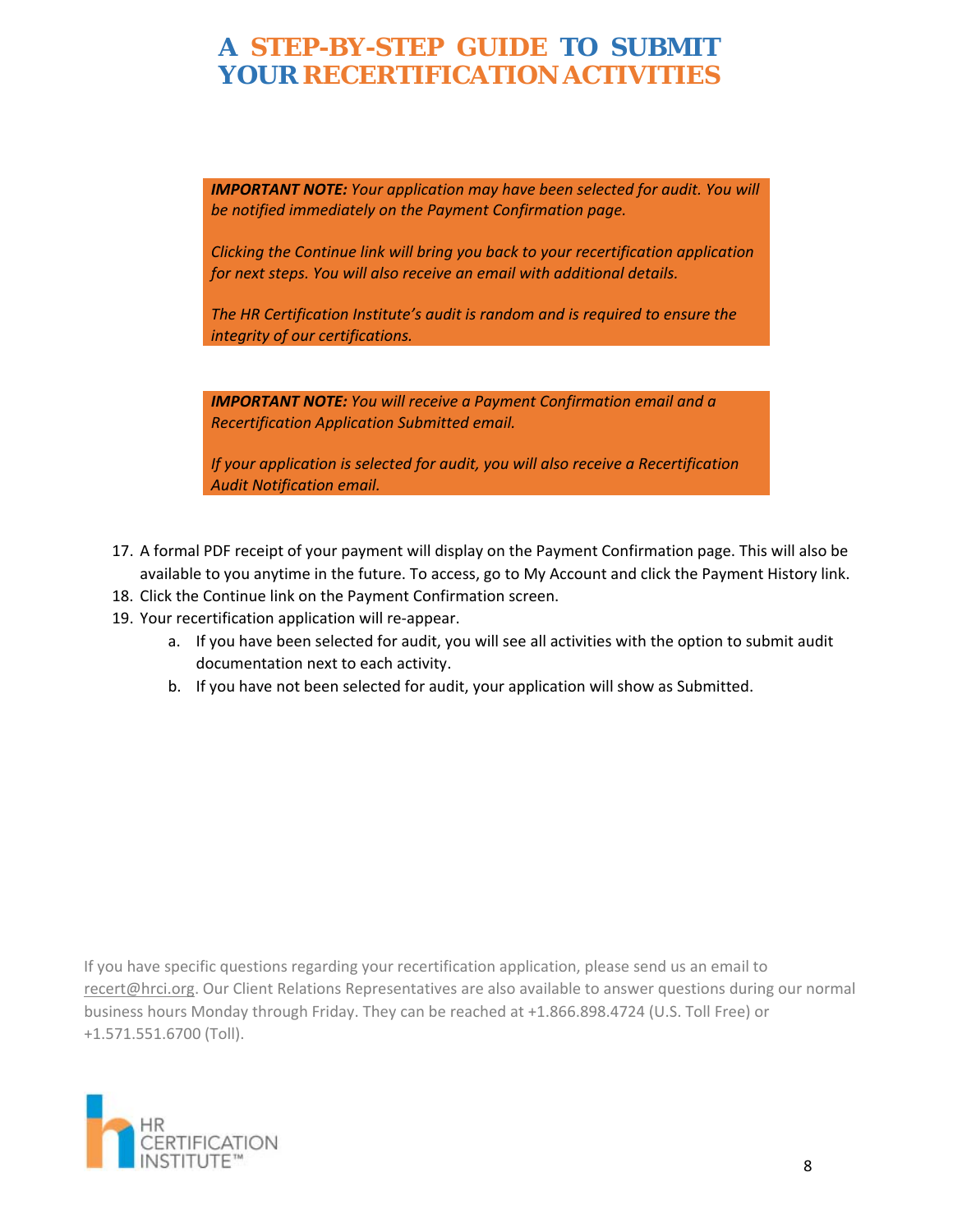# A STEP-BY-STEP GUIDE TO SUBMIT YOUR RECERTIFICATION ACTIVITIES

***IMPORTANT NOTE:*** *Your application may have been selected for audit. You will be notified immediately on the Payment Confirmation page.*

*Clicking the Continue link will bring you back to your recertification application for next steps. You will also receive an email with additional details.*

*The HR Certification Institute's audit is random and is required to ensure the integrity of our certifications.*

***IMPORTANT NOTE:*** *You will receive a Payment Confirmation email and a Recertification Application Submitted email.*

*If your application is selected for audit, you will also receive a Recertification Audit Notification email.*

17. A formal PDF receipt of your payment will display on the Payment Confirmation page. This will also be available to you anytime in the future. To access, go to My Account and click the Payment History link.
18. Click the Continue link on the Payment Confirmation screen.
19. Your recertification application will re-appear.
    a. If you have been selected for audit, you will see all activities with the option to submit audit documentation next to each activity.
    b. If you have not been selected for audit, your application will show as Submitted.

If you have specific questions regarding your recertification application, please send us an email to recert@hrci.org. Our Client Relations Representatives are also available to answer questions during our normal business hours Monday through Friday. They can be reached at +1.866.898.4724 (U.S. Toll Free) or +1.571.551.6700 (Toll).

HR CERTIFICATION INSTITUTE™